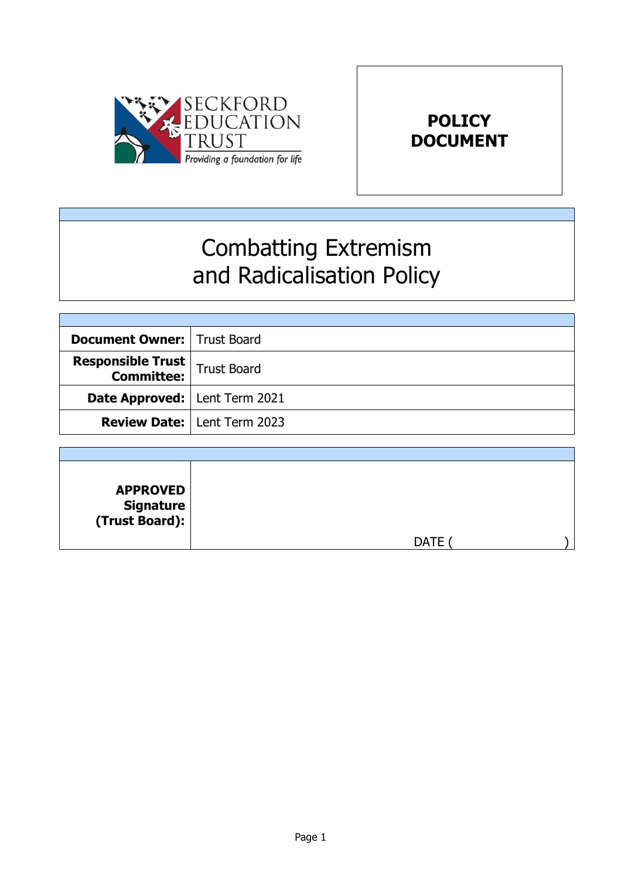SECKFORD EDUCATION TRUST

*Providing a foundation for life*

**POLICY DOCUMENT**

# Combatting Extremism and Radicalisation Policy

| | |
|---|---|
| **Document Owner:** | Trust Board |
| **Responsible Trust Committee:** | Trust Board |
| **Date Approved:** | Lent Term 2021 |
| **Review Date:** | Lent Term 2023 |

| | |
|---|---|
| **APPROVED Signature (Trust Board):** | DATE ( ) |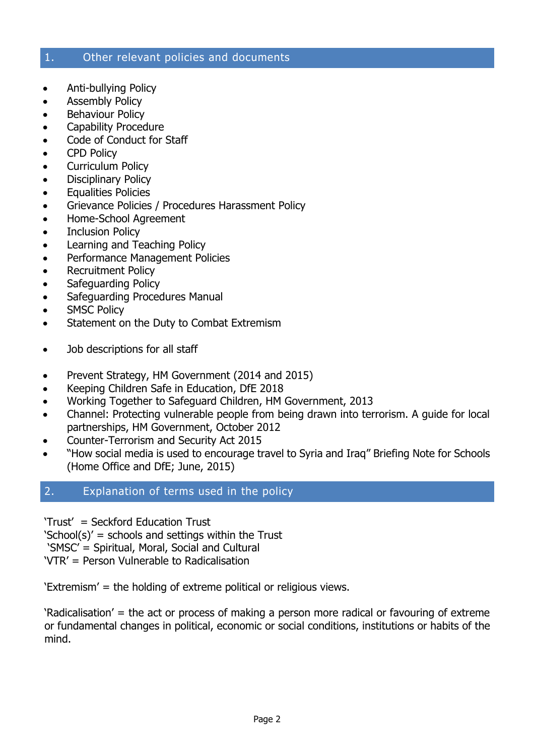## 1. Other relevant policies and documents

- Anti-bullying Policy
- Assembly Policy
- Behaviour Policy
- Capability Procedure
- Code of Conduct for Staff
- CPD Policy
- Curriculum Policy
- Disciplinary Policy
- Equalities Policies
- Grievance Policies / Procedures Harassment Policy
- Home-School Agreement
- Inclusion Policy
- Learning and Teaching Policy
- Performance Management Policies
- Recruitment Policy
- Safeguarding Policy
- Safeguarding Procedures Manual
- SMSC Policy
- Statement on the Duty to Combat Extremism

- Job descriptions for all staff

- Prevent Strategy, HM Government (2014 and 2015)
- Keeping Children Safe in Education, DfE 2018
- Working Together to Safeguard Children, HM Government, 2013
- Channel: Protecting vulnerable people from being drawn into terrorism. A guide for local partnerships, HM Government, October 2012
- Counter-Terrorism and Security Act 2015
- "How social media is used to encourage travel to Syria and Iraq" Briefing Note for Schools (Home Office and DfE; June, 2015)

## 2. Explanation of terms used in the policy

'Trust' = Seckford Education Trust
'School(s)' = schools and settings within the Trust
'SMSC' = Spiritual, Moral, Social and Cultural
'VTR' = Person Vulnerable to Radicalisation

'Extremism' = the holding of extreme political or religious views.

'Radicalisation' = the act or process of making a person more radical or favouring of extreme or fundamental changes in political, economic or social conditions, institutions or habits of the mind.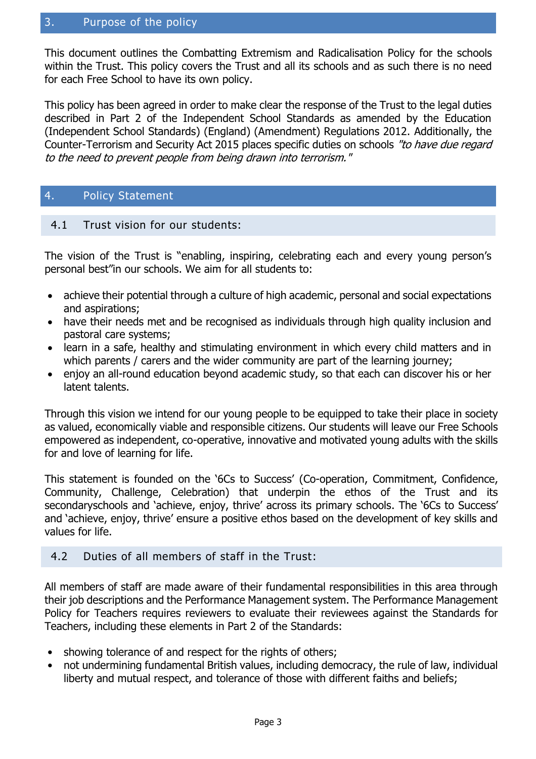## 3. Purpose of the policy

This document outlines the Combatting Extremism and Radicalisation Policy for the schools within the Trust. This policy covers the Trust and all its schools and as such there is no need for each Free School to have its own policy.

This policy has been agreed in order to make clear the response of the Trust to the legal duties described in Part 2 of the Independent School Standards as amended by the Education (Independent School Standards) (England) (Amendment) Regulations 2012. Additionally, the Counter-Terrorism and Security Act 2015 places specific duties on schools *"to have due regard to the need to prevent people from being drawn into terrorism."*

## 4. Policy Statement

### 4.1 Trust vision for our students:

The vision of the Trust is "enabling, inspiring, celebrating each and every young person's personal best"in our schools. We aim for all students to:

- achieve their potential through a culture of high academic, personal and social expectations and aspirations;
- have their needs met and be recognised as individuals through high quality inclusion and pastoral care systems;
- learn in a safe, healthy and stimulating environment in which every child matters and in which parents / carers and the wider community are part of the learning journey;
- enjoy an all-round education beyond academic study, so that each can discover his or her latent talents.

Through this vision we intend for our young people to be equipped to take their place in society as valued, economically viable and responsible citizens. Our students will leave our Free Schools empowered as independent, co-operative, innovative and motivated young adults with the skills for and love of learning for life.

This statement is founded on the '6Cs to Success' (Co-operation, Commitment, Confidence, Community, Challenge, Celebration) that underpin the ethos of the Trust and its secondaryschools and 'achieve, enjoy, thrive' across its primary schools. The '6Cs to Success' and 'achieve, enjoy, thrive' ensure a positive ethos based on the development of key skills and values for life.

### 4.2 Duties of all members of staff in the Trust:

All members of staff are made aware of their fundamental responsibilities in this area through their job descriptions and the Performance Management system. The Performance Management Policy for Teachers requires reviewers to evaluate their reviewees against the Standards for Teachers, including these elements in Part 2 of the Standards:

- showing tolerance of and respect for the rights of others;
- not undermining fundamental British values, including democracy, the rule of law, individual liberty and mutual respect, and tolerance of those with different faiths and beliefs;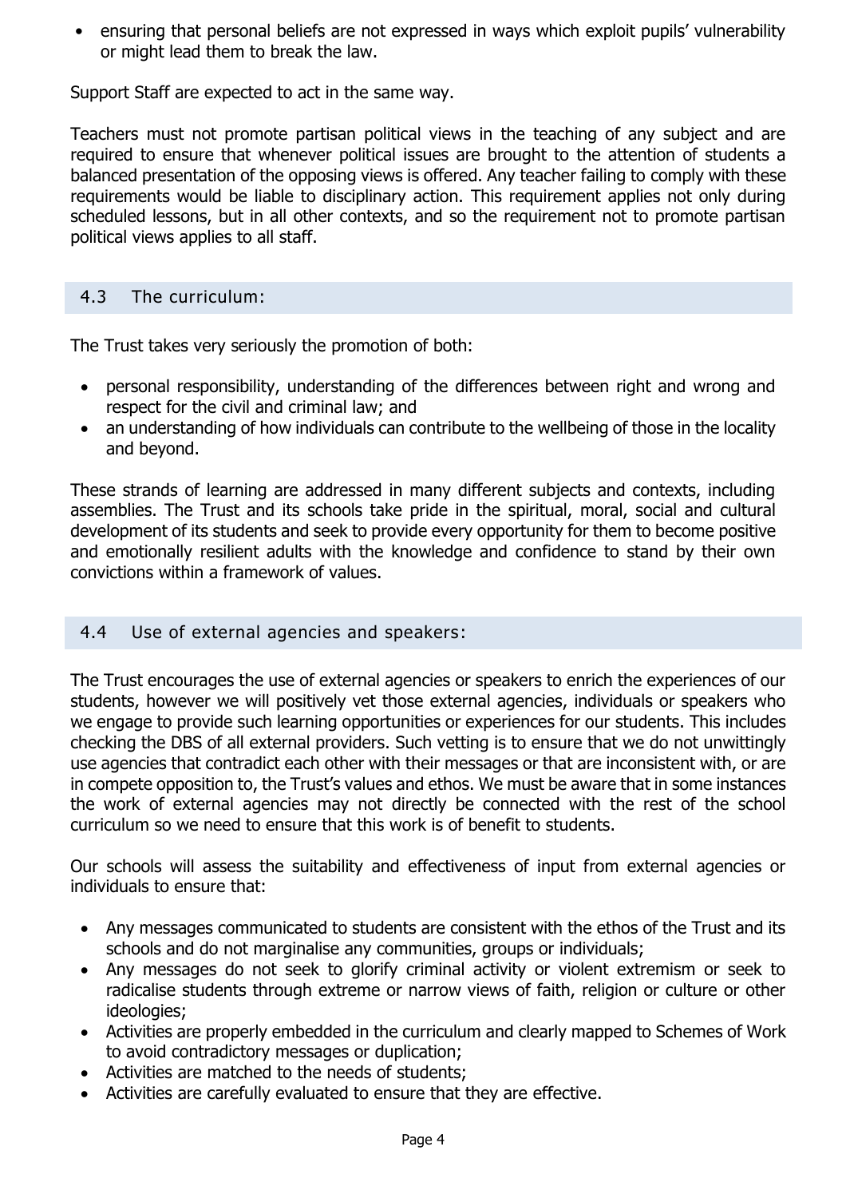- ensuring that personal beliefs are not expressed in ways which exploit pupils' vulnerability or might lead them to break the law.

Support Staff are expected to act in the same way.

Teachers must not promote partisan political views in the teaching of any subject and are required to ensure that whenever political issues are brought to the attention of students a balanced presentation of the opposing views is offered. Any teacher failing to comply with these requirements would be liable to disciplinary action. This requirement applies not only during scheduled lessons, but in all other contexts, and so the requirement not to promote partisan political views applies to all staff.

### 4.3 The curriculum:

The Trust takes very seriously the promotion of both:

- personal responsibility, understanding of the differences between right and wrong and respect for the civil and criminal law; and
- an understanding of how individuals can contribute to the wellbeing of those in the locality and beyond.

These strands of learning are addressed in many different subjects and contexts, including assemblies. The Trust and its schools take pride in the spiritual, moral, social and cultural development of its students and seek to provide every opportunity for them to become positive and emotionally resilient adults with the knowledge and confidence to stand by their own convictions within a framework of values.

### 4.4 Use of external agencies and speakers:

The Trust encourages the use of external agencies or speakers to enrich the experiences of our students, however we will positively vet those external agencies, individuals or speakers who we engage to provide such learning opportunities or experiences for our students. This includes checking the DBS of all external providers. Such vetting is to ensure that we do not unwittingly use agencies that contradict each other with their messages or that are inconsistent with, or are in compete opposition to, the Trust's values and ethos. We must be aware that in some instances the work of external agencies may not directly be connected with the rest of the school curriculum so we need to ensure that this work is of benefit to students.

Our schools will assess the suitability and effectiveness of input from external agencies or individuals to ensure that:

- Any messages communicated to students are consistent with the ethos of the Trust and its schools and do not marginalise any communities, groups or individuals;
- Any messages do not seek to glorify criminal activity or violent extremism or seek to radicalise students through extreme or narrow views of faith, religion or culture or other ideologies;
- Activities are properly embedded in the curriculum and clearly mapped to Schemes of Work to avoid contradictory messages or duplication;
- Activities are matched to the needs of students;
- Activities are carefully evaluated to ensure that they are effective.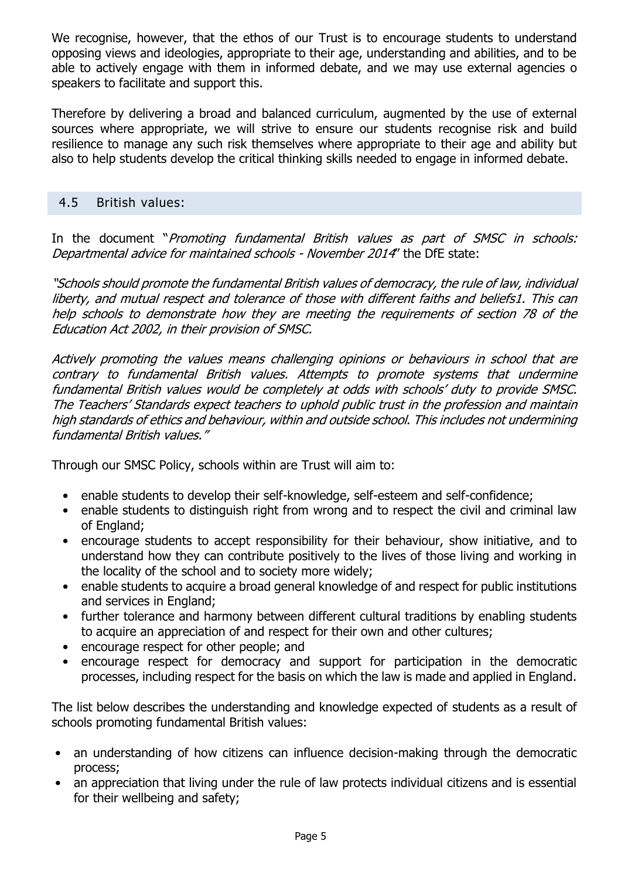We recognise, however, that the ethos of our Trust is to encourage students to understand opposing views and ideologies, appropriate to their age, understanding and abilities, and to be able to actively engage with them in informed debate, and we may use external agencies o speakers to facilitate and support this.

Therefore by delivering a broad and balanced curriculum, augmented by the use of external sources where appropriate, we will strive to ensure our students recognise risk and build resilience to manage any such risk themselves where appropriate to their age and ability but also to help students develop the critical thinking skills needed to engage in informed debate.

### 4.5 British values:

In the document "*Promoting fundamental British values as part of SMSC in schools: Departmental advice for maintained schools - November 2014*" the DfE state:

*"Schools should promote the fundamental British values of democracy, the rule of law, individual liberty, and mutual respect and tolerance of those with different faiths and beliefs1. This can help schools to demonstrate how they are meeting the requirements of section 78 of the Education Act 2002, in their provision of SMSC.*

*Actively promoting the values means challenging opinions or behaviours in school that are contrary to fundamental British values. Attempts to promote systems that undermine fundamental British values would be completely at odds with schools' duty to provide SMSC. The Teachers' Standards expect teachers to uphold public trust in the profession and maintain high standards of ethics and behaviour, within and outside school. This includes not undermining fundamental British values."*

Through our SMSC Policy, schools within are Trust will aim to:

- enable students to develop their self-knowledge, self-esteem and self-confidence;
- enable students to distinguish right from wrong and to respect the civil and criminal law of England;
- encourage students to accept responsibility for their behaviour, show initiative, and to understand how they can contribute positively to the lives of those living and working in the locality of the school and to society more widely;
- enable students to acquire a broad general knowledge of and respect for public institutions and services in England;
- further tolerance and harmony between different cultural traditions by enabling students to acquire an appreciation of and respect for their own and other cultures;
- encourage respect for other people; and
- encourage respect for democracy and support for participation in the democratic processes, including respect for the basis on which the law is made and applied in England.

The list below describes the understanding and knowledge expected of students as a result of schools promoting fundamental British values:

- an understanding of how citizens can influence decision-making through the democratic process;
- an appreciation that living under the rule of law protects individual citizens and is essential for their wellbeing and safety;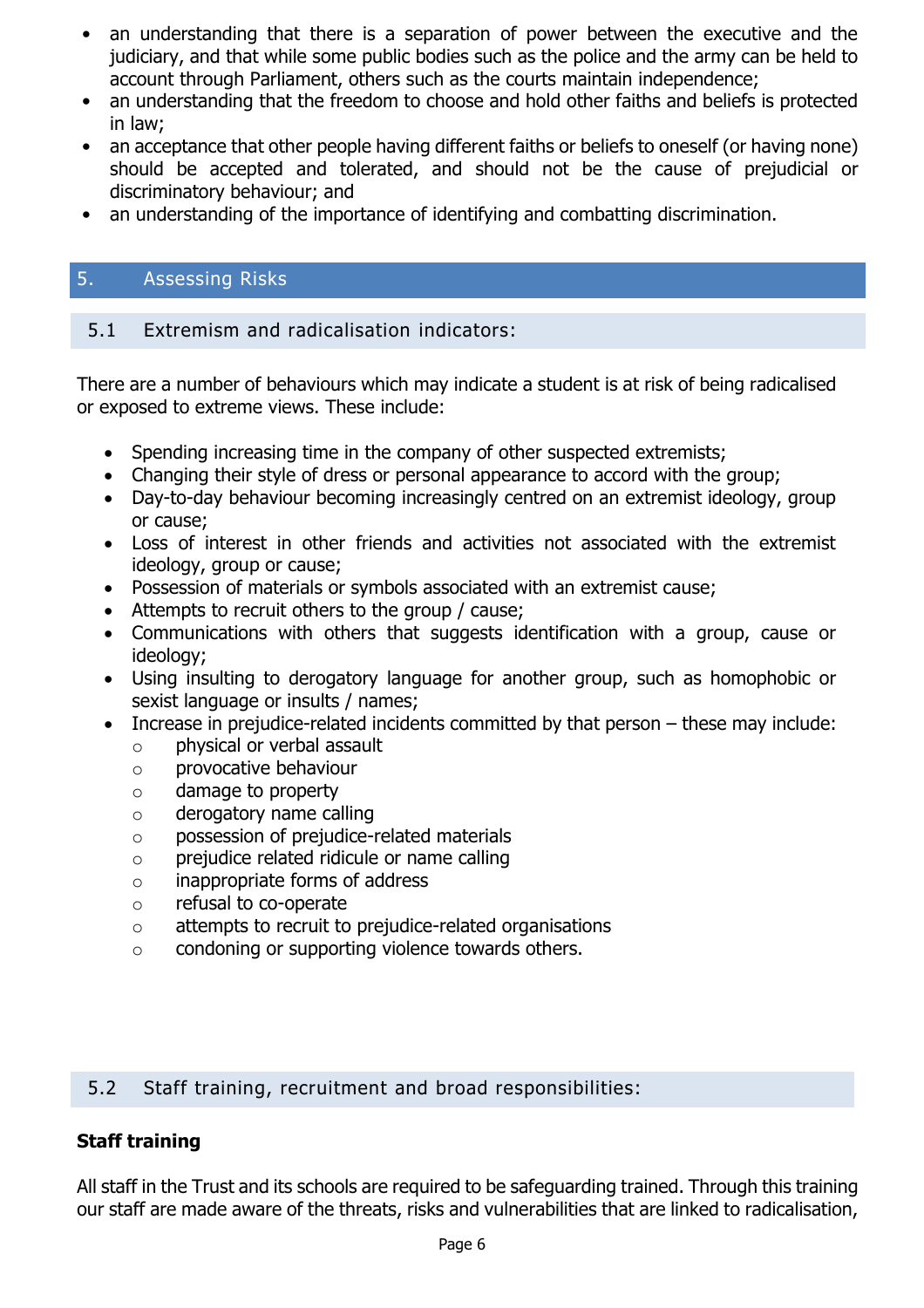- an understanding that there is a separation of power between the executive and the judiciary, and that while some public bodies such as the police and the army can be held to account through Parliament, others such as the courts maintain independence;
- an understanding that the freedom to choose and hold other faiths and beliefs is protected in law;
- an acceptance that other people having different faiths or beliefs to oneself (or having none) should be accepted and tolerated, and should not be the cause of prejudicial or discriminatory behaviour; and
- an understanding of the importance of identifying and combatting discrimination.

## 5. Assessing Risks

### 5.1 Extremism and radicalisation indicators:

There are a number of behaviours which may indicate a student is at risk of being radicalised or exposed to extreme views. These include:

- Spending increasing time in the company of other suspected extremists;
- Changing their style of dress or personal appearance to accord with the group;
- Day-to-day behaviour becoming increasingly centred on an extremist ideology, group or cause;
- Loss of interest in other friends and activities not associated with the extremist ideology, group or cause;
- Possession of materials or symbols associated with an extremist cause;
- Attempts to recruit others to the group / cause;
- Communications with others that suggests identification with a group, cause or ideology;
- Using insulting to derogatory language for another group, such as homophobic or sexist language or insults / names;
- Increase in prejudice-related incidents committed by that person – these may include:
  - physical or verbal assault
  - provocative behaviour
  - damage to property
  - derogatory name calling
  - possession of prejudice-related materials
  - prejudice related ridicule or name calling
  - inappropriate forms of address
  - refusal to co-operate
  - attempts to recruit to prejudice-related organisations
  - condoning or supporting violence towards others.

### 5.2 Staff training, recruitment and broad responsibilities:

**Staff training**

All staff in the Trust and its schools are required to be safeguarding trained. Through this training our staff are made aware of the threats, risks and vulnerabilities that are linked to radicalisation,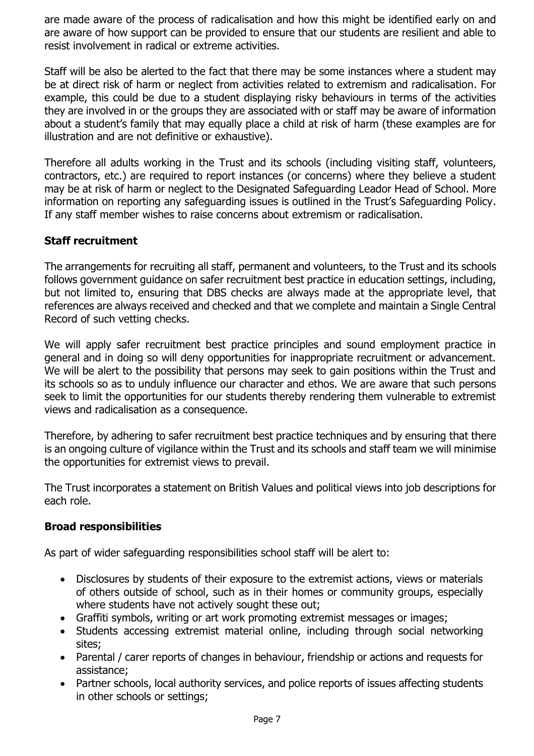are made aware of the process of radicalisation and how this might be identified early on and are aware of how support can be provided to ensure that our students are resilient and able to resist involvement in radical or extreme activities.

Staff will be also be alerted to the fact that there may be some instances where a student may be at direct risk of harm or neglect from activities related to extremism and radicalisation. For example, this could be due to a student displaying risky behaviours in terms of the activities they are involved in or the groups they are associated with or staff may be aware of information about a student's family that may equally place a child at risk of harm (these examples are for illustration and are not definitive or exhaustive).

Therefore all adults working in the Trust and its schools (including visiting staff, volunteers, contractors, etc.) are required to report instances (or concerns) where they believe a student may be at risk of harm or neglect to the Designated Safeguarding Leador Head of School. More information on reporting any safeguarding issues is outlined in the Trust's Safeguarding Policy. If any staff member wishes to raise concerns about extremism or radicalisation.

## Staff recruitment

The arrangements for recruiting all staff, permanent and volunteers, to the Trust and its schools follows government guidance on safer recruitment best practice in education settings, including, but not limited to, ensuring that DBS checks are always made at the appropriate level, that references are always received and checked and that we complete and maintain a Single Central Record of such vetting checks.

We will apply safer recruitment best practice principles and sound employment practice in general and in doing so will deny opportunities for inappropriate recruitment or advancement. We will be alert to the possibility that persons may seek to gain positions within the Trust and its schools so as to unduly influence our character and ethos. We are aware that such persons seek to limit the opportunities for our students thereby rendering them vulnerable to extremist views and radicalisation as a consequence.

Therefore, by adhering to safer recruitment best practice techniques and by ensuring that there is an ongoing culture of vigilance within the Trust and its schools and staff team we will minimise the opportunities for extremist views to prevail.

The Trust incorporates a statement on British Values and political views into job descriptions for each role.

## Broad responsibilities

As part of wider safeguarding responsibilities school staff will be alert to:

- Disclosures by students of their exposure to the extremist actions, views or materials of others outside of school, such as in their homes or community groups, especially where students have not actively sought these out;
- Graffiti symbols, writing or art work promoting extremist messages or images;
- Students accessing extremist material online, including through social networking sites;
- Parental / carer reports of changes in behaviour, friendship or actions and requests for assistance;
- Partner schools, local authority services, and police reports of issues affecting students in other schools or settings;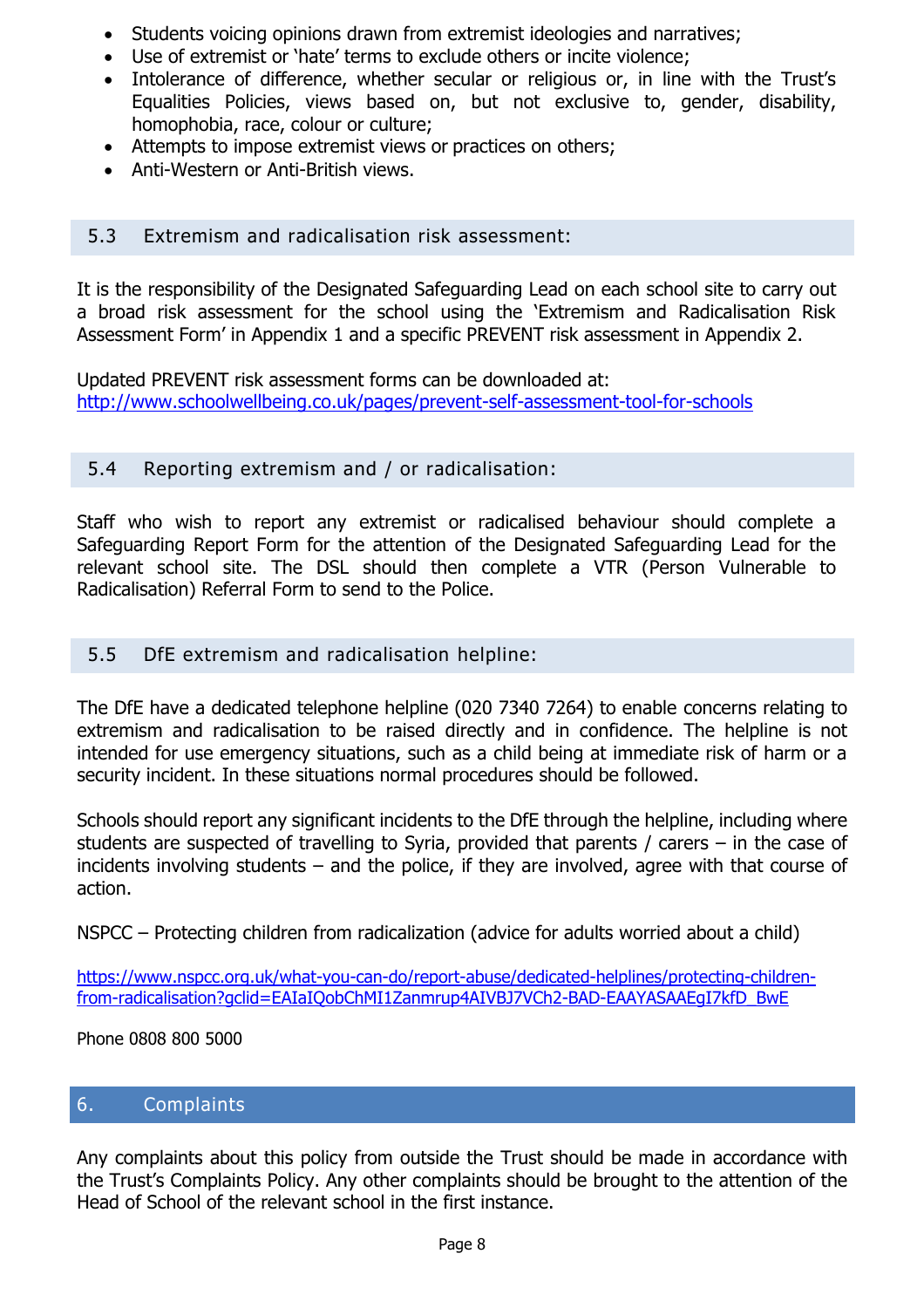- Students voicing opinions drawn from extremist ideologies and narratives;
- Use of extremist or 'hate' terms to exclude others or incite violence;
- Intolerance of difference, whether secular or religious or, in line with the Trust's Equalities Policies, views based on, but not exclusive to, gender, disability, homophobia, race, colour or culture;
- Attempts to impose extremist views or practices on others;
- Anti-Western or Anti-British views.

### 5.3 Extremism and radicalisation risk assessment:

It is the responsibility of the Designated Safeguarding Lead on each school site to carry out a broad risk assessment for the school using the 'Extremism and Radicalisation Risk Assessment Form' in Appendix 1 and a specific PREVENT risk assessment in Appendix 2.

Updated PREVENT risk assessment forms can be downloaded at:
http://www.schoolwellbeing.co.uk/pages/prevent-self-assessment-tool-for-schools

### 5.4 Reporting extremism and / or radicalisation:

Staff who wish to report any extremist or radicalised behaviour should complete a Safeguarding Report Form for the attention of the Designated Safeguarding Lead for the relevant school site. The DSL should then complete a VTR (Person Vulnerable to Radicalisation) Referral Form to send to the Police.

### 5.5 DfE extremism and radicalisation helpline:

The DfE have a dedicated telephone helpline (020 7340 7264) to enable concerns relating to extremism and radicalisation to be raised directly and in confidence. The helpline is not intended for use emergency situations, such as a child being at immediate risk of harm or a security incident. In these situations normal procedures should be followed.

Schools should report any significant incidents to the DfE through the helpline, including where students are suspected of travelling to Syria, provided that parents / carers – in the case of incidents involving students – and the police, if they are involved, agree with that course of action.

NSPCC – Protecting children from radicalization (advice for adults worried about a child)

https://www.nspcc.org.uk/what-you-can-do/report-abuse/dedicated-helplines/protecting-children-from-radicalisation?gclid=EAIaIQobChMI1Zanmrup4AIVBJ7VCh2-BAD-EAAYASAAEgI7kfD_BwE

Phone 0808 800 5000

## 6. Complaints

Any complaints about this policy from outside the Trust should be made in accordance with the Trust's Complaints Policy. Any other complaints should be brought to the attention of the Head of School of the relevant school in the first instance.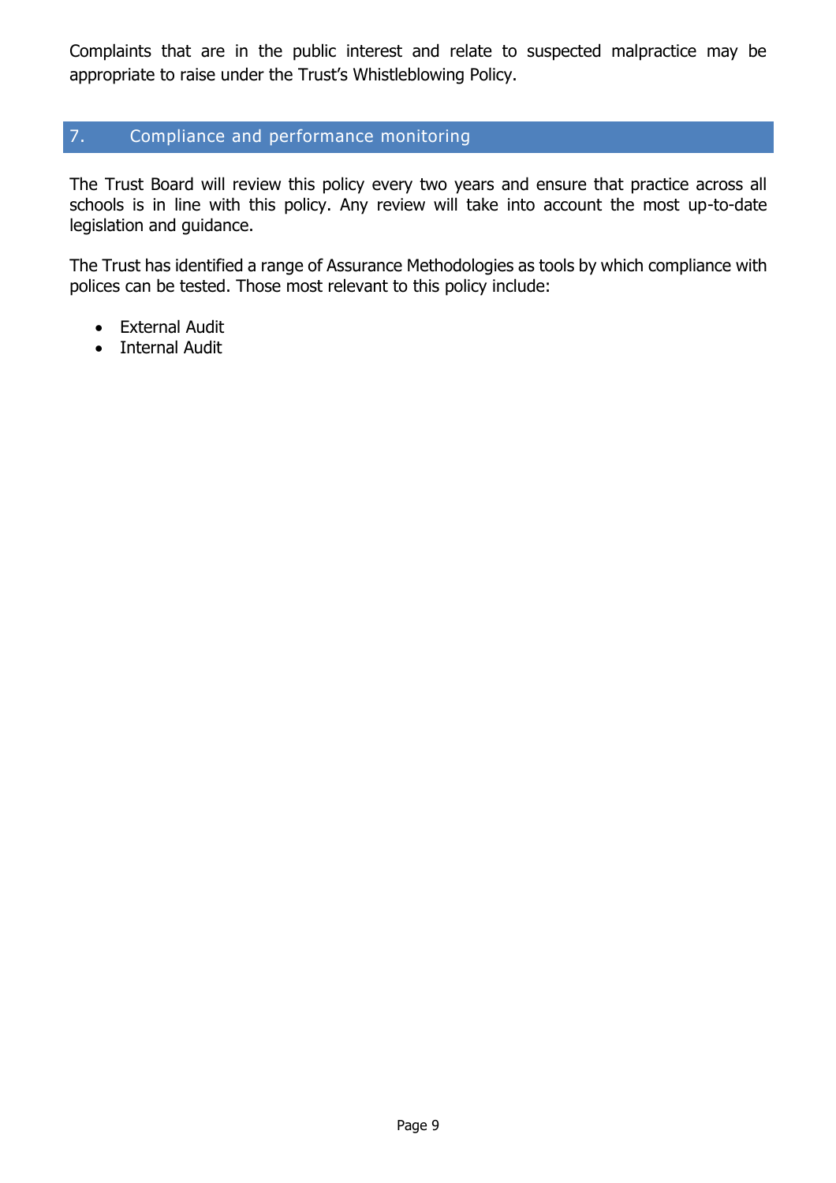Complaints that are in the public interest and relate to suspected malpractice may be appropriate to raise under the Trust's Whistleblowing Policy.

## 7. Compliance and performance monitoring

The Trust Board will review this policy every two years and ensure that practice across all schools is in line with this policy. Any review will take into account the most up-to-date legislation and guidance.

The Trust has identified a range of Assurance Methodologies as tools by which compliance with polices can be tested. Those most relevant to this policy include:

- External Audit
- Internal Audit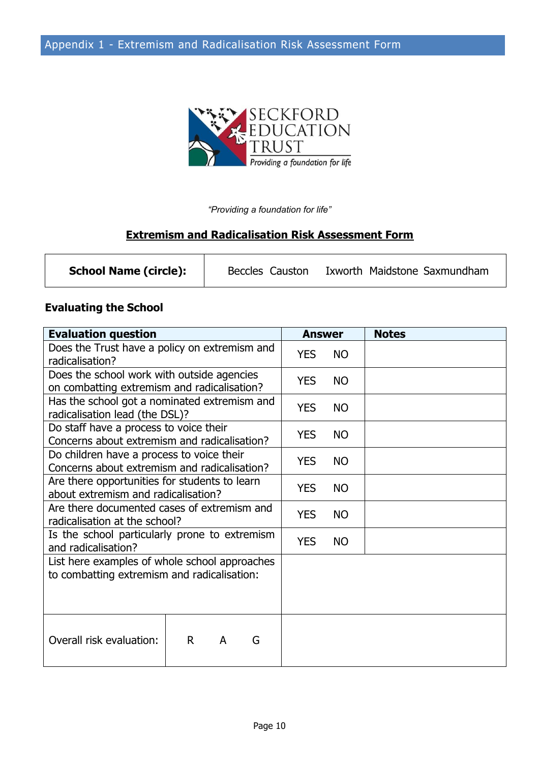Appendix 1 - Extremism and Radicalisation Risk Assessment Form

SECKFORD EDUCATION TRUST

*Providing a foundation for life*

*"Providing a foundation for life"*

## Extremism and Radicalisation Risk Assessment Form

| **School Name (circle):** | Beccles Causton Ixworth Maidstone Saxmundham |
|---|---|

**Evaluating the School**

| **Evaluation question** | **Answer** | **Notes** |
|---|---|---|
| Does the Trust have a policy on extremism and radicalisation? | YES NO | |
| Does the school work with outside agencies on combatting extremism and radicalisation? | YES NO | |
| Has the school got a nominated extremism and radicalisation lead (the DSL)? | YES NO | |
| Do staff have a process to voice their Concerns about extremism and radicalisation? | YES NO | |
| Do children have a process to voice their Concerns about extremism and radicalisation? | YES NO | |
| Are there opportunities for students to learn about extremism and radicalisation? | YES NO | |
| Are there documented cases of extremism and radicalisation at the school? | YES NO | |
| Is the school particularly prone to extremism and radicalisation? | YES NO | |
| List here examples of whole school approaches to combatting extremism and radicalisation: | | |
| Overall risk evaluation: | R A G | |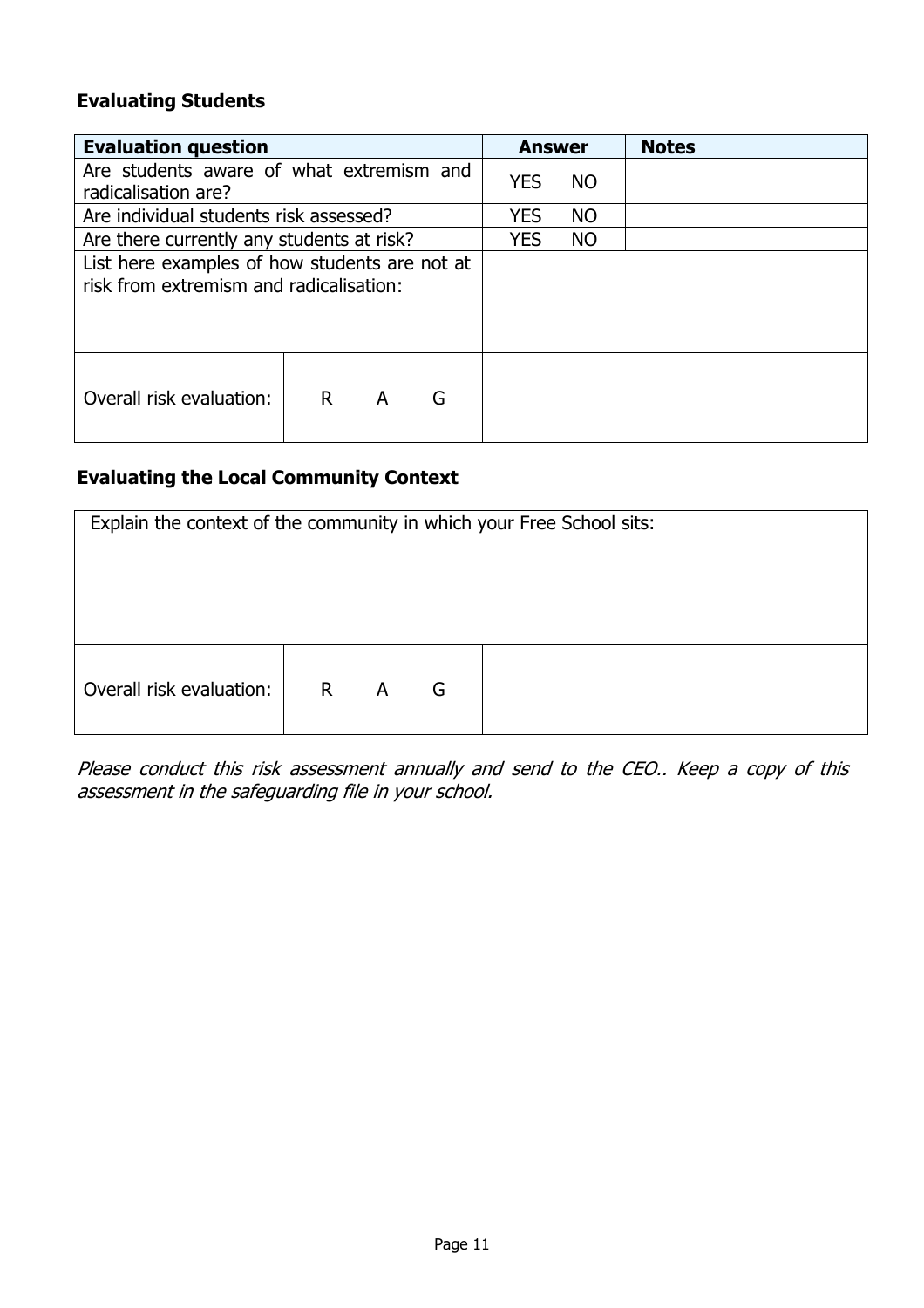**Evaluating Students**

| Evaluation question | | Answer | Notes |
|---|---|---|---|
| Are students aware of what extremism and radicalisation are? | | YES NO | |
| Are individual students risk assessed? | | YES NO | |
| Are there currently any students at risk? | | YES NO | |
| List here examples of how students are not at risk from extremism and radicalisation: | | | |
| Overall risk evaluation: | R A G | | |

**Evaluating the Local Community Context**

| Explain the context of the community in which your Free School sits: | | |
|---|---|---|
| | | |
| Overall risk evaluation: | R A G | |

*Please conduct this risk assessment annually and send to the CEO.. Keep a copy of this assessment in the safeguarding file in your school.*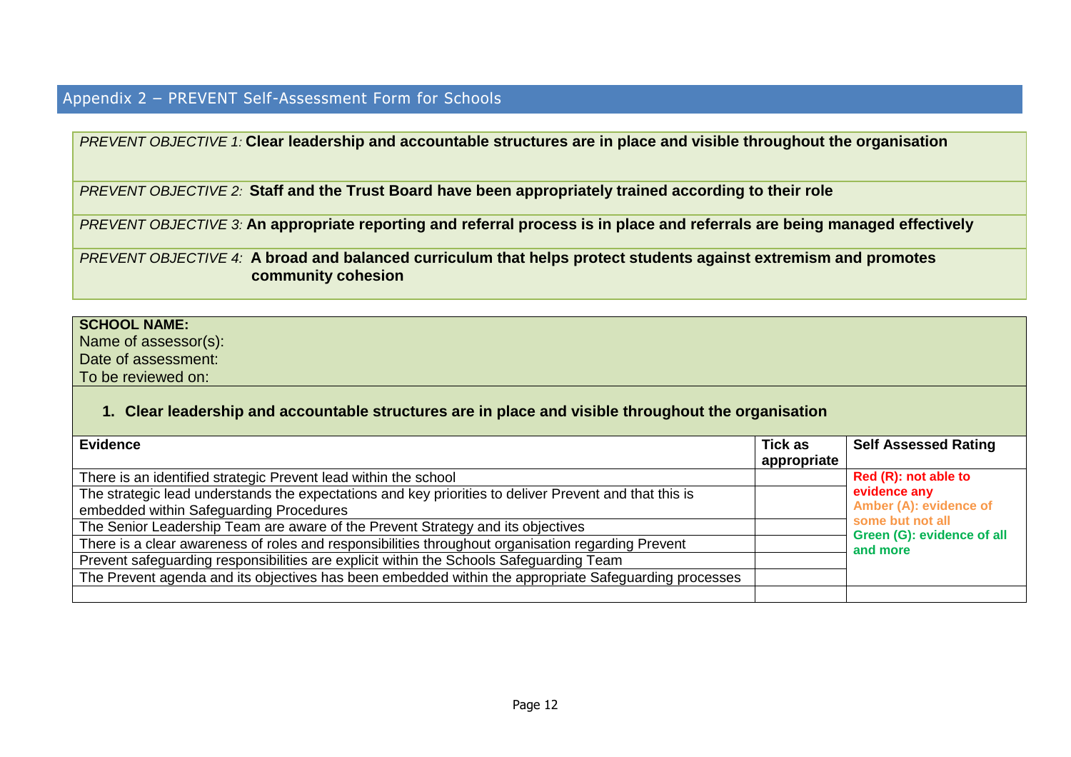## Appendix 2 – PREVENT Self-Assessment Form for Schools

| |
|---|
| *PREVENT OBJECTIVE 1:* **Clear leadership and accountable structures are in place and visible throughout the organisation** |
| *PREVENT OBJECTIVE 2:* **Staff and the Trust Board have been appropriately trained according to their role** |
| *PREVENT OBJECTIVE 3:* **An appropriate reporting and referral process is in place and referrals are being managed effectively** |
| *PREVENT OBJECTIVE 4:* **A broad and balanced curriculum that helps protect students against extremism and promotes community cohesion** |

**SCHOOL NAME:**
Name of assessor(s):
Date of assessment:
To be reviewed on:

1. **Clear leadership and accountable structures are in place and visible throughout the organisation**

| **Evidence** | **Tick as appropriate** | **Self Assessed Rating** |
|---|---|---|
| There is an identified strategic Prevent lead within the school | | **Red (R): not able to evidence any** **Amber (A): evidence of some but not all** **Green (G): evidence of all and more** |
| The strategic lead understands the expectations and key priorities to deliver Prevent and that this is embedded within Safeguarding Procedures | | |
| The Senior Leadership Team are aware of the Prevent Strategy and its objectives | | |
| There is a clear awareness of roles and responsibilities throughout organisation regarding Prevent | | |
| Prevent safeguarding responsibilities are explicit within the Schools Safeguarding Team | | |
| The Prevent agenda and its objectives has been embedded within the appropriate Safeguarding processes | | |
| | | |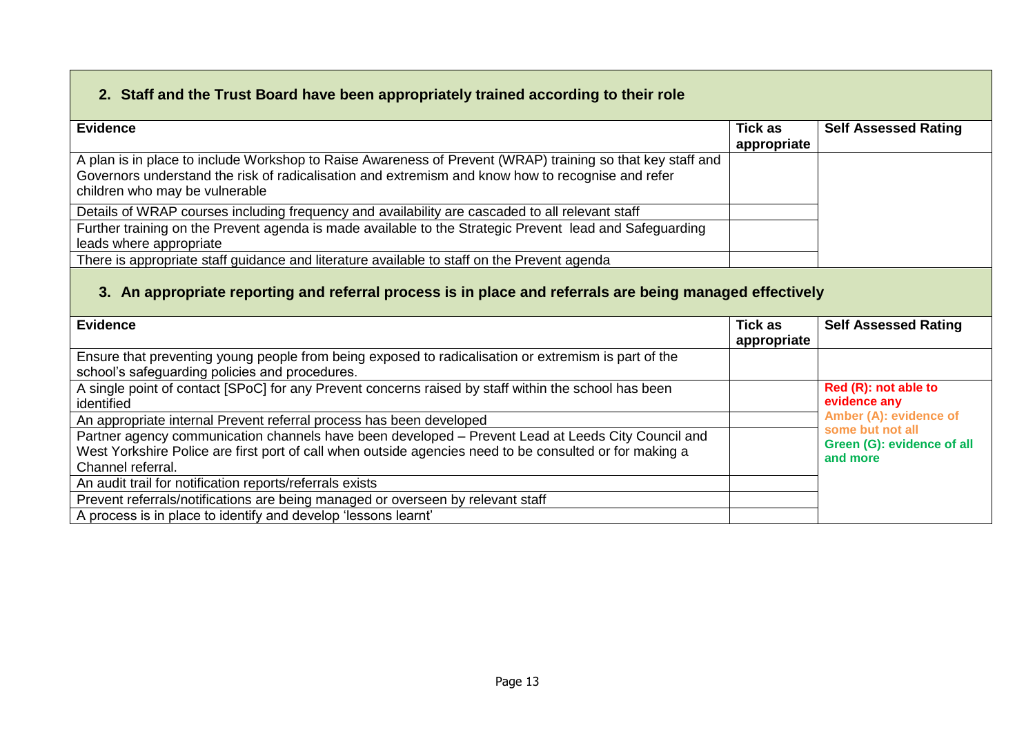## 2. Staff and the Trust Board have been appropriately trained according to their role

| Evidence | Tick as appropriate | Self Assessed Rating |
|---|---|---|
| A plan is in place to include Workshop to Raise Awareness of Prevent (WRAP) training so that key staff and Governors understand the risk of radicalisation and extremism and know how to recognise and refer children who may be vulnerable | | |
| Details of WRAP courses including frequency and availability are cascaded to all relevant staff | | |
| Further training on the Prevent agenda is made available to the Strategic Prevent lead and Safeguarding leads where appropriate | | |
| There is appropriate staff guidance and literature available to staff on the Prevent agenda | | |

## 3. An appropriate reporting and referral process is in place and referrals are being managed effectively

| Evidence | Tick as appropriate | Self Assessed Rating |
|---|---|---|
| Ensure that preventing young people from being exposed to radicalisation or extremism is part of the school's safeguarding policies and procedures. | | |
| A single point of contact [SPoC] for any Prevent concerns raised by staff within the school has been identified | | **Red (R): not able to evidence any**<br>**Amber (A): evidence of some but not all**<br>**Green (G): evidence of all and more** |
| An appropriate internal Prevent referral process has been developed | | |
| Partner agency communication channels have been developed – Prevent Lead at Leeds City Council and West Yorkshire Police are first port of call when outside agencies need to be consulted or for making a Channel referral. | | |
| An audit trail for notification reports/referrals exists | | |
| Prevent referrals/notifications are being managed or overseen by relevant staff | | |
| A process is in place to identify and develop 'lessons learnt' | | |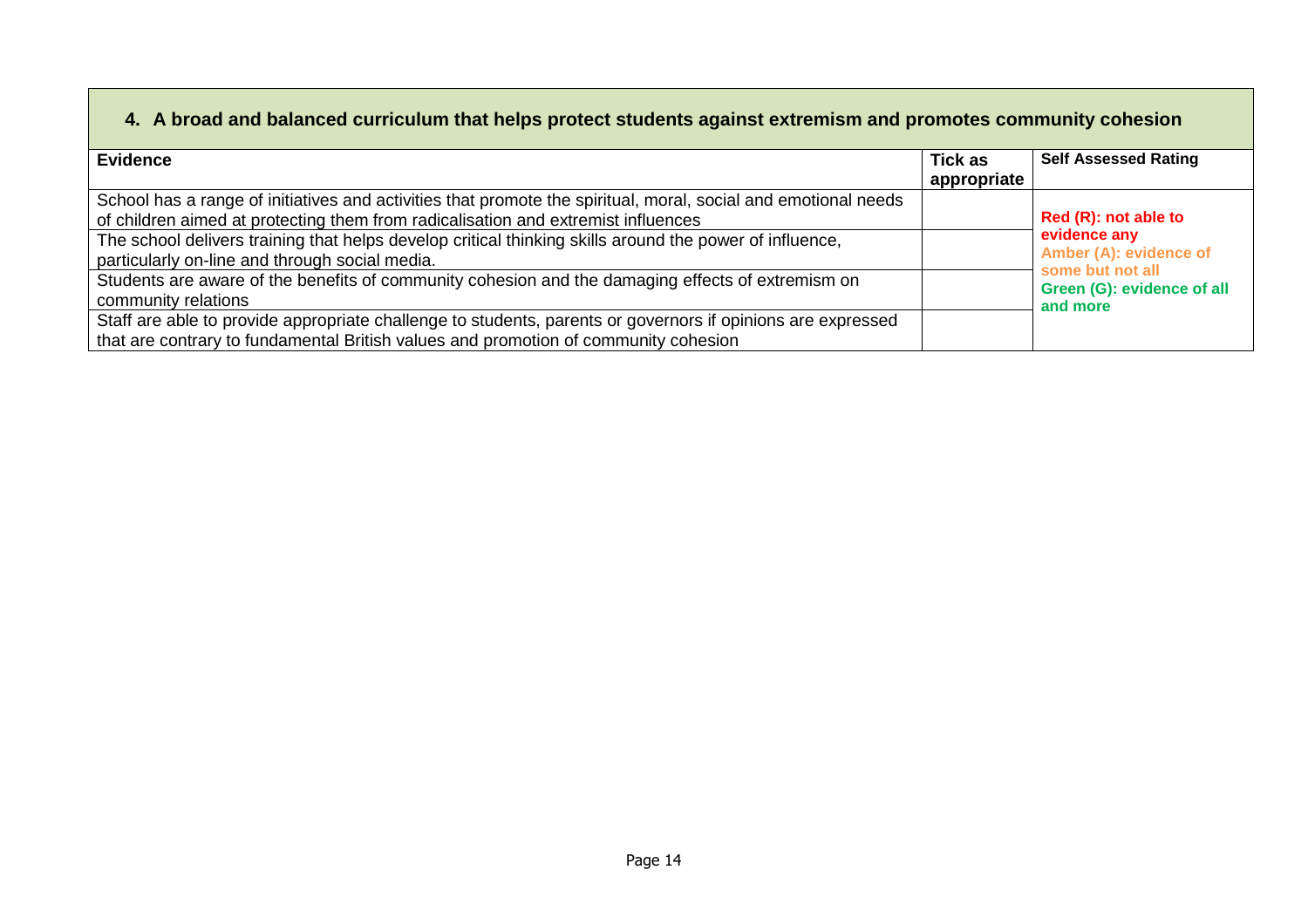## 4. A broad and balanced curriculum that helps protect students against extremism and promotes community cohesion

| Evidence | Tick as appropriate | Self Assessed Rating |
|---|---|---|
| School has a range of initiatives and activities that promote the spiritual, moral, social and emotional needs of children aimed at protecting them from radicalisation and extremist influences | | **Red (R): not able to evidence any**<br>**Amber (A): evidence of some but not all**<br>**Green (G): evidence of all and more** |
| The school delivers training that helps develop critical thinking skills around the power of influence, particularly on-line and through social media. | | |
| Students are aware of the benefits of community cohesion and the damaging effects of extremism on community relations | | |
| Staff are able to provide appropriate challenge to students, parents or governors if opinions are expressed that are contrary to fundamental British values and promotion of community cohesion | | |